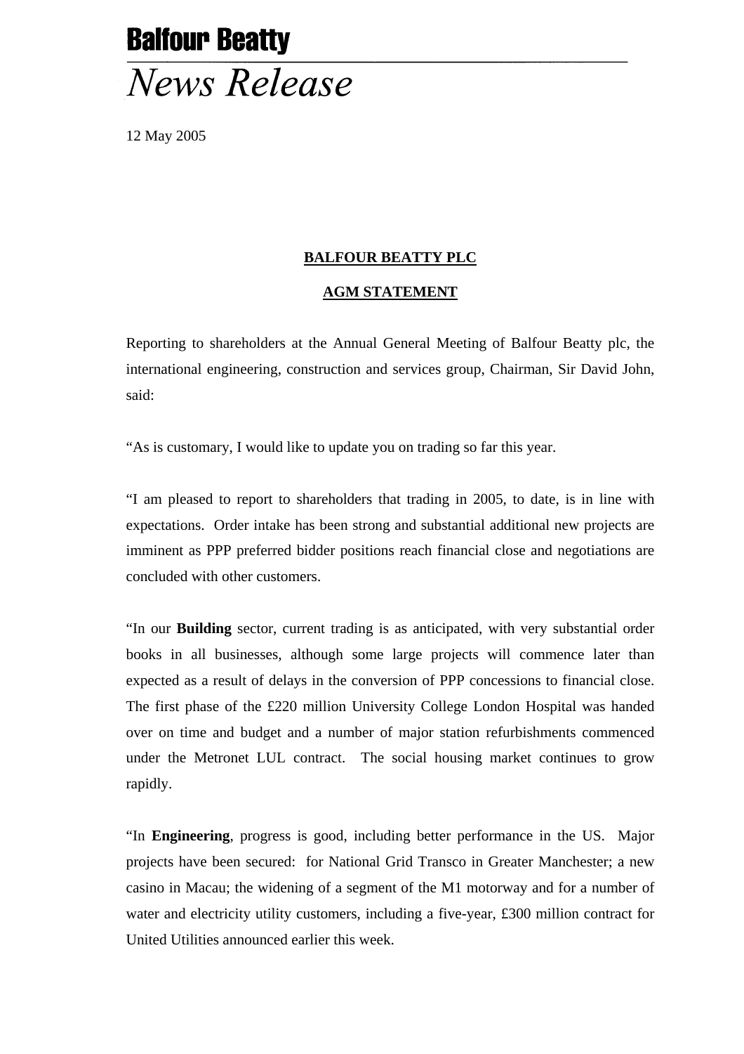**Balfour Beatty**

*News Release*

12 May 2005

# BALFOUR BEATTY PLC

## AGM STATEMENT

Reporting to shareholders at the Annual General Meeting of Balfour Beatty plc, the international engineering, construction and services group, Chairman, Sir David John, said:

"As is customary, I would like to update you on trading so far this year.

"I am pleased to report to shareholders that trading in 2005, to date, is in line with expectations. Order intake has been strong and substantial additional new projects are imminent as PPP preferred bidder positions reach financial close and negotiations are concluded with other customers.

"In our **Building** sector, current trading is as anticipated, with very substantial order books in all businesses, although some large projects will commence later than expected as a result of delays in the conversion of PPP concessions to financial close. The first phase of the £220 million University College London Hospital was handed over on time and budget and a number of major station refurbishments commenced under the Metronet LUL contract. The social housing market continues to grow rapidly.

"In **Engineering**, progress is good, including better performance in the US. Major projects have been secured: for National Grid Transco in Greater Manchester; a new casino in Macau; the widening of a segment of the M1 motorway and for a number of water and electricity utility customers, including a five-year, £300 million contract for United Utilities announced earlier this week.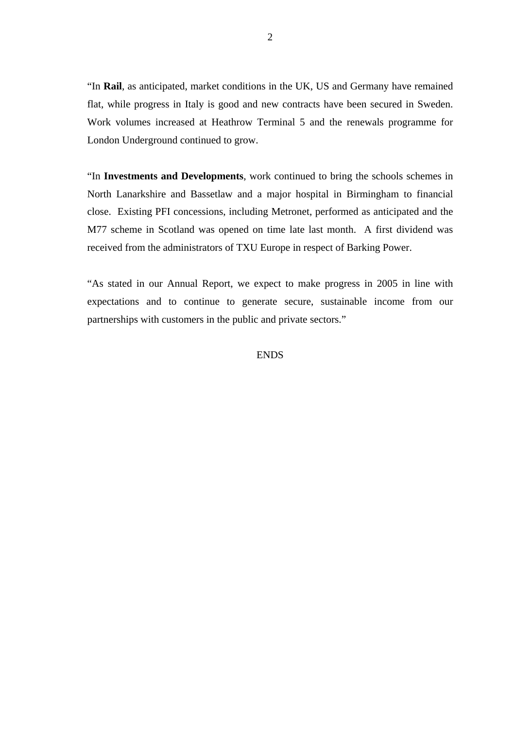"In **Rail**, as anticipated, market conditions in the UK, US and Germany have remained flat, while progress in Italy is good and new contracts have been secured in Sweden. Work volumes increased at Heathrow Terminal 5 and the renewals programme for London Underground continued to grow.

"In **Investments and Developments**, work continued to bring the schools schemes in North Lanarkshire and Bassetlaw and a major hospital in Birmingham to financial close. Existing PFI concessions, including Metronet, performed as anticipated and the M77 scheme in Scotland was opened on time late last month. A first dividend was received from the administrators of TXU Europe in respect of Barking Power.

"As stated in our Annual Report, we expect to make progress in 2005 in line with expectations and to continue to generate secure, sustainable income from our partnerships with customers in the public and private sectors."

ENDS